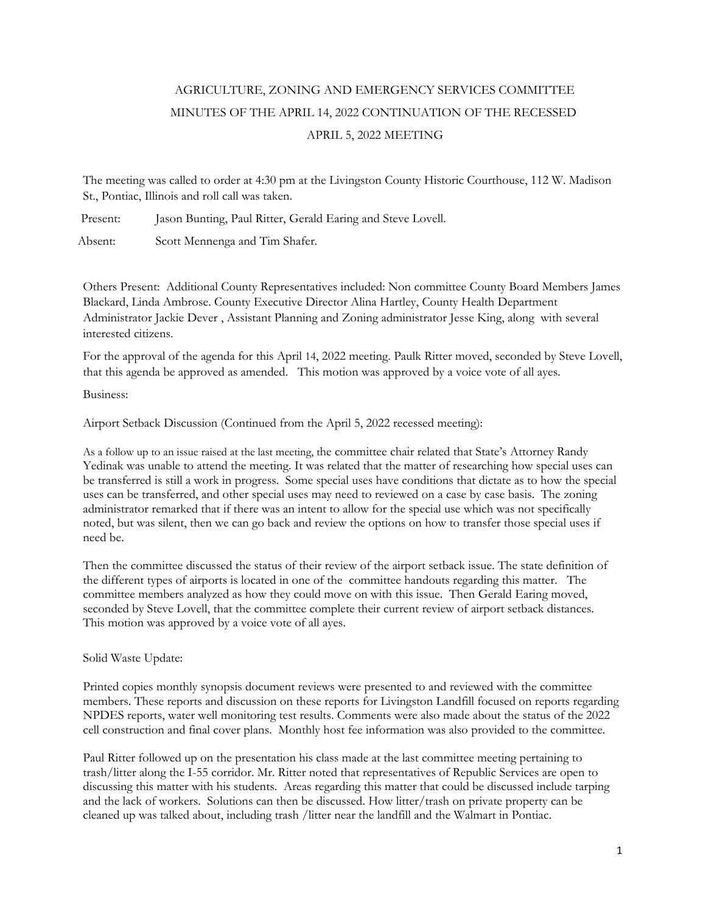# AGRICULTURE, ZONING AND EMERGENCY SERVICES COMMITTEE
# MINUTES OF THE APRIL 14, 2022 CONTINUATION OF THE RECESSED
# APRIL 5, 2022 MEETING

The meeting was called to order at 4:30 pm at the Livingston County Historic Courthouse, 112 W. Madison St., Pontiac, Illinois and roll call was taken.

Present: Jason Bunting, Paul Ritter, Gerald Earing and Steve Lovell.

Absent: Scott Mennenga and Tim Shafer.

Others Present: Additional County Representatives included: Non committee County Board Members James Blackard, Linda Ambrose. County Executive Director Alina Hartley, County Health Department Administrator Jackie Dever , Assistant Planning and Zoning administrator Jesse King, along with several interested citizens.

For the approval of the agenda for this April 14, 2022 meeting. Paulk Ritter moved, seconded by Steve Lovell, that this agenda be approved as amended. This motion was approved by a voice vote of all ayes.

Business:

Airport Setback Discussion (Continued from the April 5, 2022 recessed meeting):

As a follow up to an issue raised at the last meeting, the committee chair related that State's Attorney Randy Yedinak was unable to attend the meeting. It was related that the matter of researching how special uses can be transferred is still a work in progress. Some special uses have conditions that dictate as to how the special uses can be transferred, and other special uses may need to reviewed on a case by case basis. The zoning administrator remarked that if there was an intent to allow for the special use which was not specifically noted, but was silent, then we can go back and review the options on how to transfer those special uses if need be.

Then the committee discussed the status of their review of the airport setback issue. The state definition of the different types of airports is located in one of the committee handouts regarding this matter. The committee members analyzed as how they could move on with this issue. Then Gerald Earing moved, seconded by Steve Lovell, that the committee complete their current review of airport setback distances. This motion was approved by a voice vote of all ayes.

Solid Waste Update:

Printed copies monthly synopsis document reviews were presented to and reviewed with the committee members. These reports and discussion on these reports for Livingston Landfill focused on reports regarding NPDES reports, water well monitoring test results. Comments were also made about the status of the 2022 cell construction and final cover plans. Monthly host fee information was also provided to the committee.

Paul Ritter followed up on the presentation his class made at the last committee meeting pertaining to trash/litter along the I-55 corridor. Mr. Ritter noted that representatives of Republic Services are open to discussing this matter with his students. Areas regarding this matter that could be discussed include tarping and the lack of workers. Solutions can then be discussed. How litter/trash on private property can be cleaned up was talked about, including trash /litter near the landfill and the Walmart in Pontiac.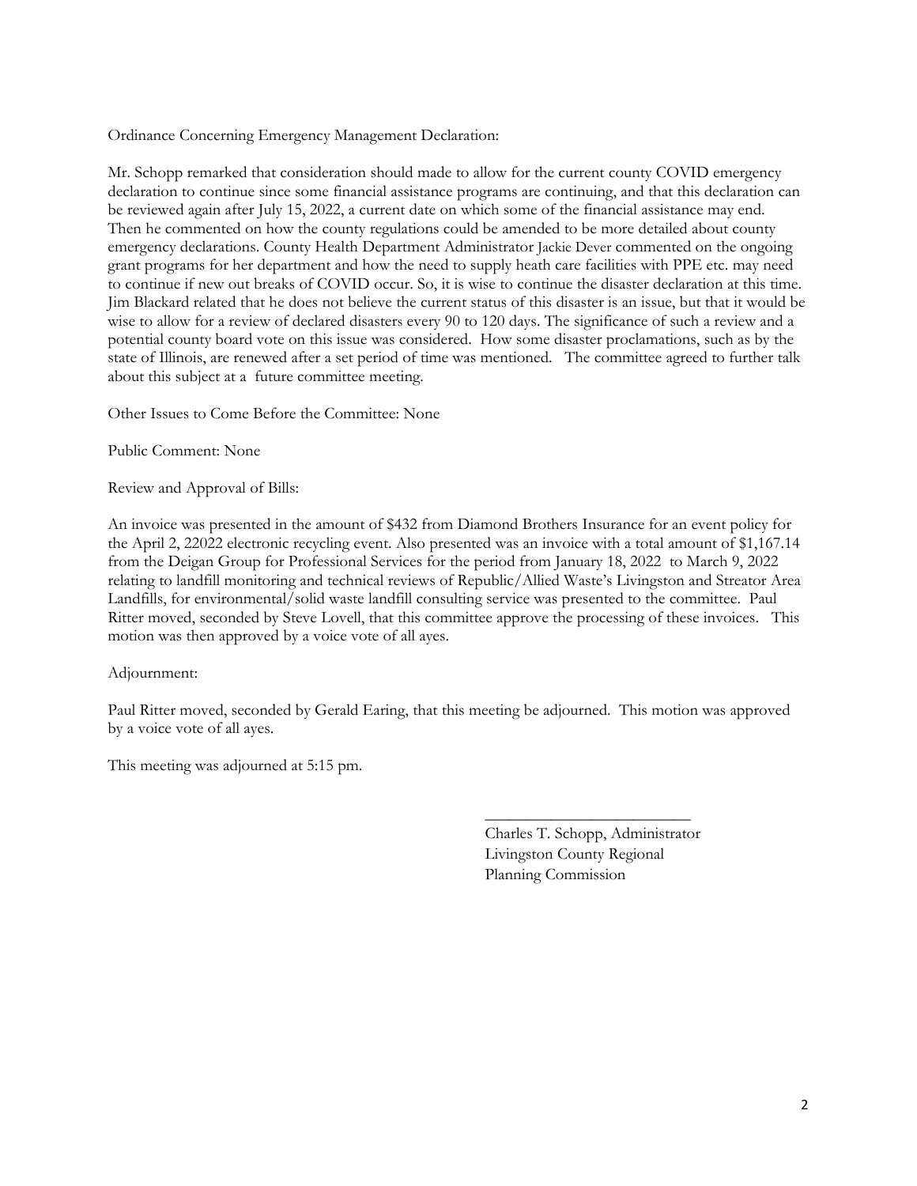Ordinance Concerning Emergency Management Declaration:

Mr. Schopp remarked that consideration should made to allow for the current county COVID emergency declaration to continue since some financial assistance programs are continuing, and that this declaration can be reviewed again after July 15, 2022, a current date on which some of the financial assistance may end. Then he commented on how the county regulations could be amended to be more detailed about county emergency declarations. County Health Department Administrator Jackie Dever commented on the ongoing grant programs for her department and how the need to supply heath care facilities with PPE etc. may need to continue if new out breaks of COVID occur. So, it is wise to continue the disaster declaration at this time. Jim Blackard related that he does not believe the current status of this disaster is an issue, but that it would be wise to allow for a review of declared disasters every 90 to 120 days. The significance of such a review and a potential county board vote on this issue was considered. How some disaster proclamations, such as by the state of Illinois, are renewed after a set period of time was mentioned. The committee agreed to further talk about this subject at a future committee meeting.

Other Issues to Come Before the Committee: None

Public Comment: None

Review and Approval of Bills:

An invoice was presented in the amount of $432 from Diamond Brothers Insurance for an event policy for the April 2, 22022 electronic recycling event. Also presented was an invoice with a total amount of $1,167.14 from the Deigan Group for Professional Services for the period from January 18, 2022 to March 9, 2022 relating to landfill monitoring and technical reviews of Republic/Allied Waste's Livingston and Streator Area Landfills, for environmental/solid waste landfill consulting service was presented to the committee. Paul Ritter moved, seconded by Steve Lovell, that this committee approve the processing of these invoices. This motion was then approved by a voice vote of all ayes.

Adjournment:

Paul Ritter moved, seconded by Gerald Earing, that this meeting be adjourned. This motion was approved by a voice vote of all ayes.

This meeting was adjourned at 5:15 pm.

\_\_\_\_\_\_\_\_\_\_\_\_\_\_\_\_\_\_\_\_\_\_\_\_\_\_

Charles T. Schopp, Administrator
Livingston County Regional
Planning Commission